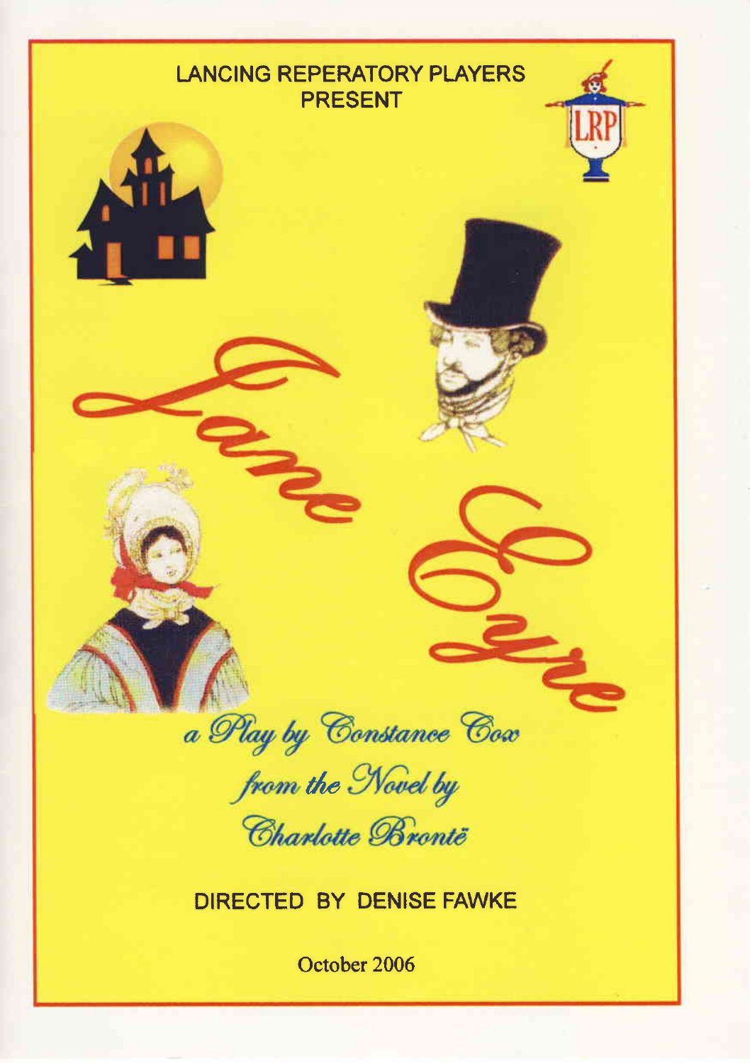LANCING REPERATORY PLAYERS
PRESENT

LRP

# Jane Eyre

*a Play by Constance Cox*

*from the Novel by*

*Charlotte Brontë*

DIRECTED BY DENISE FAWKE

October 2006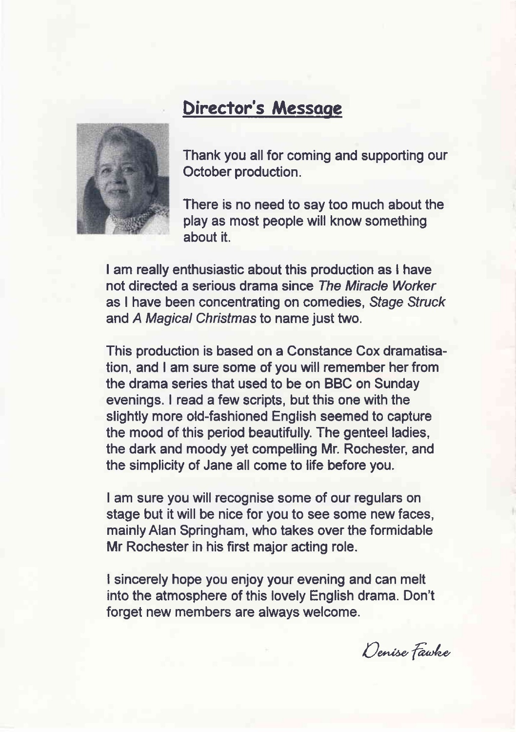## Director's Message

Thank you all for coming and supporting our October production.

There is no need to say too much about the play as most people will know something about it.

I am really enthusiastic about this production as I have not directed a serious drama since *The Miracle Worker* as I have been concentrating on comedies, *Stage Struck* and *A Magical Christmas* to name just two.

This production is based on a Constance Cox dramatisation, and I am sure some of you will remember her from the drama series that used to be on BBC on Sunday evenings. I read a few scripts, but this one with the slightly more old-fashioned English seemed to capture the mood of this period beautifully. The genteel ladies, the dark and moody yet compelling Mr. Rochester, and the simplicity of Jane all come to life before you.

I am sure you will recognise some of our regulars on stage but it will be nice for you to see some new faces, mainly Alan Springham, who takes over the formidable Mr Rochester in his first major acting role.

I sincerely hope you enjoy your evening and can melt into the atmosphere of this lovely English drama. Don't forget new members are always welcome.

Denise Fawke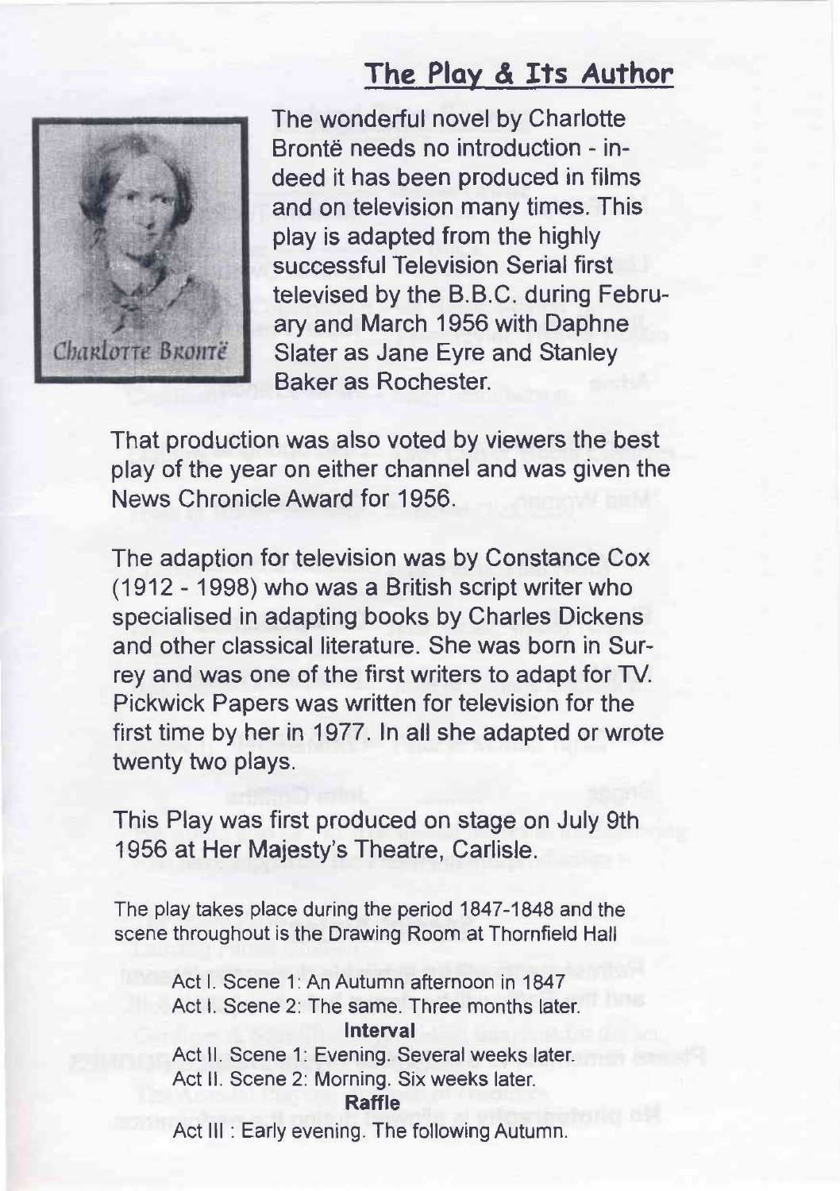## The Play & Its Author

The wonderful novel by Charlotte Brontë needs no introduction - indeed it has been produced in films and on television many times. This play is adapted from the highly successful Television Serial first televised by the B.B.C. during February and March 1956 with Daphne Slater as Jane Eyre and Stanley Baker as Rochester.

That production was also voted by viewers the best play of the year on either channel and was given the News Chronicle Award for 1956.

The adaption for television was by Constance Cox (1912 - 1998) who was a British script writer who specialised in adapting books by Charles Dickens and other classical literature. She was born in Surrey and was one of the first writers to adapt for TV. Pickwick Papers was written for television for the first time by her in 1977. In all she adapted or wrote twenty two plays.

This Play was first produced on stage on July 9th 1956 at Her Majesty's Theatre, Carlisle.

The play takes place during the period 1847-1848 and the scene throughout is the Drawing Room at Thornfield Hall

Act I. Scene 1: An Autumn afternoon in 1847
Act I. Scene 2: The same. Three months later.

**Interval**

Act II. Scene 1: Evening. Several weeks later.
Act II. Scene 2: Morning. Six weeks later.

**Raffle**

Act III : Early evening. The following Autumn.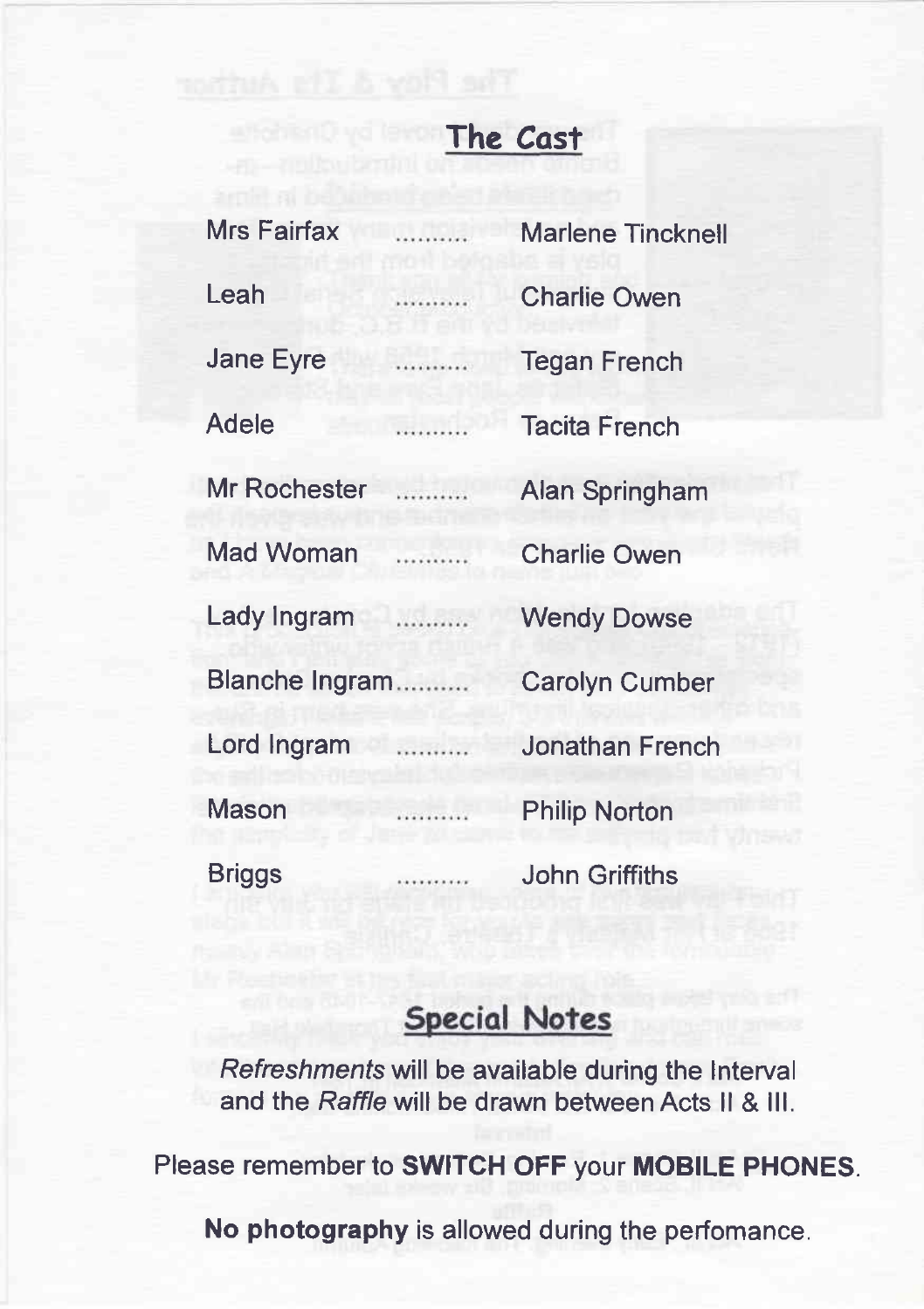## The Cast

| | | |
|---|---|---|
| Mrs Fairfax | .......... | Marlene Tincknell |
| Leah | .......... | Charlie Owen |
| Jane Eyre | .......... | Tegan French |
| Adele | .......... | Tacita French |
| Mr Rochester | .......... | Alan Springham |
| Mad Woman | .......... | Charlie Owen |
| Lady Ingram | .......... | Wendy Dowse |
| Blanche Ingram | .......... | Carolyn Cumber |
| Lord Ingram | .......... | Jonathan French |
| Mason | .......... | Philip Norton |
| Briggs | .......... | John Griffiths |

## Special Notes

*Refreshments* will be available during the Interval and the *Raffle* will be drawn between Acts II & III.

Please remember to **SWITCH OFF** your **MOBILE PHONES**.

**No photography** is allowed during the perfomance.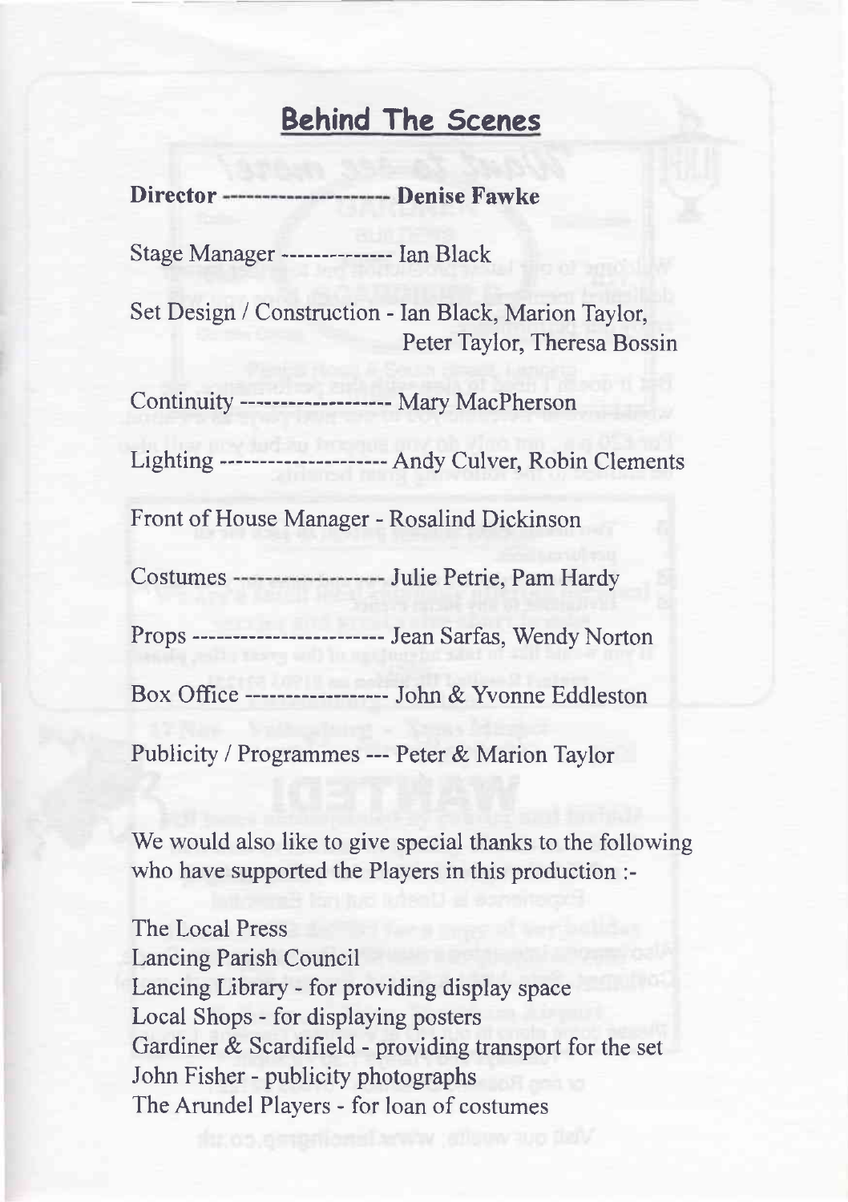## Behind The Scenes

**Director --------------------- Denise Fawke**

Stage Manager -------------- Ian Black

Set Design / Construction - Ian Black, Marion Taylor, Peter Taylor, Theresa Bossin

Continuity ------------------- Mary MacPherson

Lighting --------------------- Andy Culver, Robin Clements

Front of House Manager - Rosalind Dickinson

Costumes ------------------- Julie Petrie, Pam Hardy

Props ------------------------ Jean Sarfas, Wendy Norton

Box Office ------------------ John & Yvonne Eddleston

Publicity / Programmes --- Peter & Marion Taylor

We would also like to give special thanks to the following who have supported the Players in this production :-

The Local Press  
Lancing Parish Council  
Lancing Library - for providing display space  
Local Shops - for displaying posters  
Gardiner & Scardifield - providing transport for the set  
John Fisher - publicity photographs  
The Arundel Players - for loan of costumes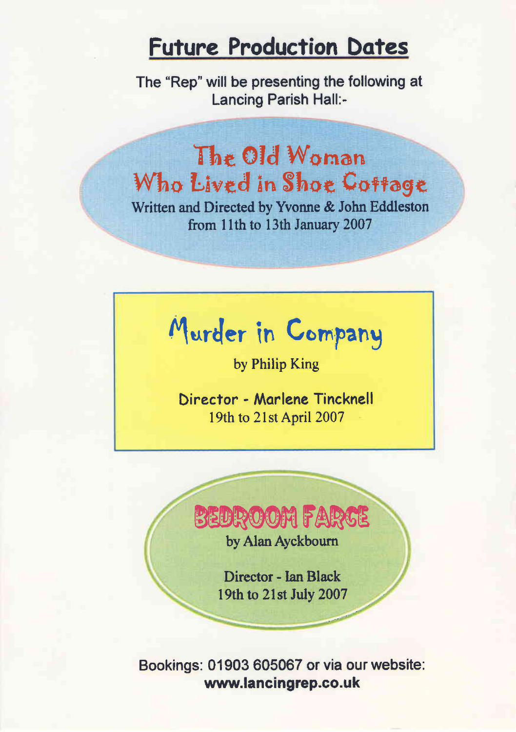# Future Production Dates

The "Rep" will be presenting the following at Lancing Parish Hall:-

## The Old Woman Who Lived in Shoe Cottage

Written and Directed by Yvonne & John Eddleston
from 11th to 13th January 2007

## Murder in Company

by Philip King

Director - Marlene Tincknell
19th to 21st April 2007

## BEDROOM FARCE

by Alan Ayckbourn

Director - Ian Black
19th to 21st July 2007

Bookings: 01903 605067 or via our website:
**www.lancingrep.co.uk**